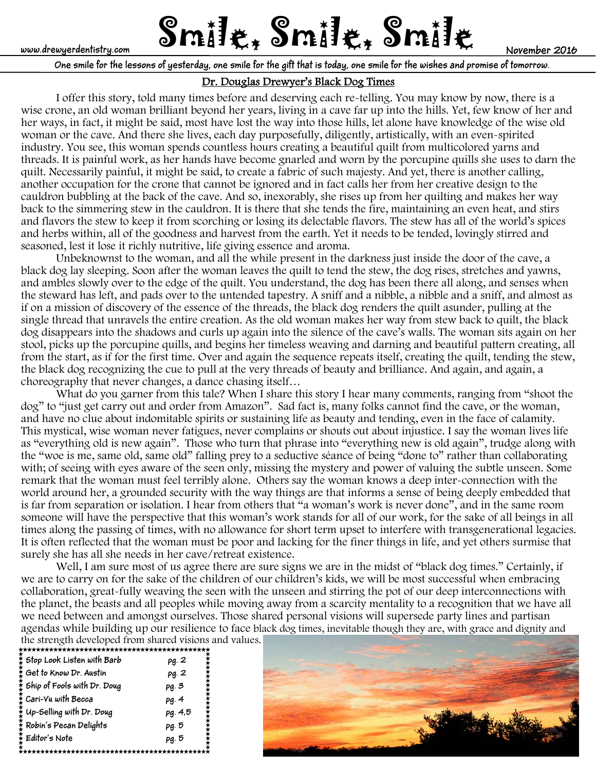www.drewyerdentistry.com

# Smile, Smile, Smile

November 2016

One smile for the lessons of yesterday, one smile for the gift that is today, one smile for the wishes and promise of tomorrow.

## Dr. Douglas Drewyer's Black Dog Times

I offer this story, told many times before and deserving each re-telling. You may know by now, there is a wise crone, an old woman brilliant beyond her years, living in a cave far up into the hills. Yet, few know of her and her ways, in fact, it might be said, most have lost the way into those hills, let alone have knowledge of the wise old woman or the cave. And there she lives, each day purposefully, diligently, artistically, with an even-spirited industry. You see, this woman spends countless hours creating a beautiful quilt from multicolored yarns and threads. It is painful work, as her hands have become gnarled and worn by the porcupine quills she uses to darn the quilt. Necessarily painful, it might be said, to create a fabric of such majesty. And yet, there is another calling, another occupation for the crone that cannot be ignored and in fact calls her from her creative design to the cauldron bubbling at the back of the cave. And so, inexorably, she rises up from her quilting and makes her way back to the simmering stew in the cauldron. It is there that she tends the fire, maintaining an even heat, and stirs and flavors the stew to keep it from scorching or losing its delectable flavors. The stew has all of the world's spices and herbs within, all of the goodness and harvest from the earth. Yet it needs to be tended, lovingly stirred and seasoned, lest it lose it richly nutritive, life giving essence and aroma.

Unbeknownst to the woman, and all the while present in the darkness just inside the door of the cave, a black dog lay sleeping. Soon after the woman leaves the quilt to tend the stew, the dog rises, stretches and yawns, and ambles slowly over to the edge of the quilt. You understand, the dog has been there all along, and senses when the steward has left, and pads over to the untended tapestry. A sniff and a nibble, a nibble and a sniff, and almost as if on a mission of discovery of the essence of the threads, the black dog renders the quilt asunder, pulling at the single thread that unravels the entire creation. As the old woman makes her way from stew back to quilt, the black dog disappears into the shadows and curls up again into the silence of the cave's walls. The woman sits again on her stool, picks up the porcupine quills, and begins her timeless weaving and darning and beautiful pattern creating, all from the start, as if for the first time. Over and again the sequence repeats itself, creating the quilt, tending the stew, the black dog recognizing the cue to pull at the very threads of beauty and brilliance. And again, and again, a choreography that never changes, a dance chasing itself…

What do you garner from this tale? When I share this story I hear many comments, ranging from "shoot the dog" to "just get carry out and order from Amazon". Sad fact is, many folks cannot find the cave, or the woman, and have no clue about indomitable spirits or sustaining life as beauty and tending, even in the face of calamity. This mystical, wise woman never fatigues, never complains or shouts out about injustice. I say the woman lives life as "everything old is new again". Those who turn that phrase into "everything new is old again", trudge along with the "woe is me, same old, same old" falling prey to a seductive séance of being "done to" rather than collaborating with; of seeing with eyes aware of the seen only, missing the mystery and power of valuing the subtle unseen. Some remark that the woman must feel terribly alone. Others say the woman knows a deep inter-connection with the world around her, a grounded security with the way things are that informs a sense of being deeply embedded that is far from separation or isolation. I hear from others that "a woman's work is never done", and in the same room someone will have the perspective that this woman's work stands for all of our work, for the sake of all beings in all times along the passing of times, with no allowance for short term upset to interfere with transgenerational legacies. It is often reflected that the woman must be poor and lacking for the finer things in life, and yet others surmise that surely she has all she needs in her cave/retreat existence.

Well, I am sure most of us agree there are sure signs we are in the midst of "black dog times." Certainly, if we are to carry on for the sake of the children of our children's kids, we will be most successful when embracing collaboration, great-fully weaving the seen with the unseen and stirring the pot of our deep interconnections with the planet, the beasts and all peoples while moving away from a scarcity mentality to a recognition that we have all we need between and amongst ourselves. Those shared personal visions will supersede party lines and partisan agendas while building up our resilience to face black dog times, inevitable though they are, with grace and dignity and the strength developed from shared visions and values.

| | |
|---|---|
| Stop Look Listen with Barb | pg. 2 |
| Get to Know Dr. Austin | pg. 2 |
| Ship of Fools with Dr. Doug | pg. 3 |
| Cari-Vu with Becca | pg. 4 |
| Up-Selling with Dr. Doug | pg. 4,5 |
| Robin's Pecan Delights | pg. 5 |
| Editor's Note | pg. 5 |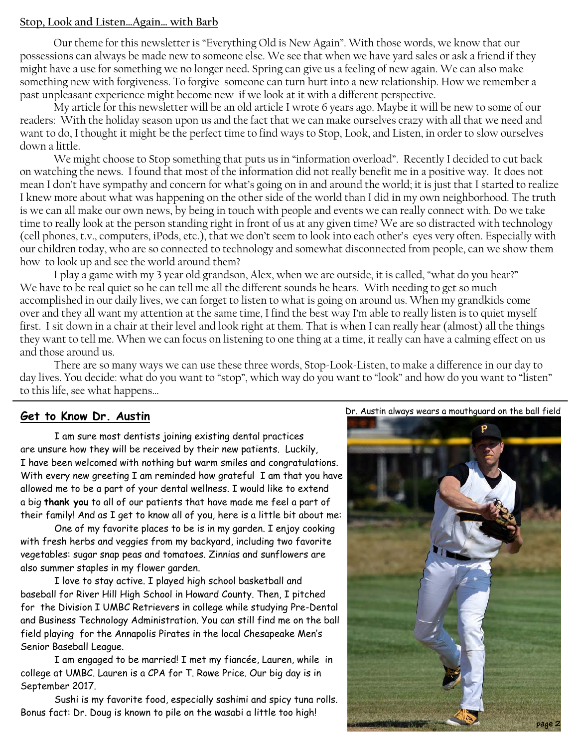## Stop, Look and Listen…Again… with Barb

Our theme for this newsletter is "Everything Old is New Again". With those words, we know that our possessions can always be made new to someone else. We see that when we have yard sales or ask a friend if they might have a use for something we no longer need. Spring can give us a feeling of new again. We can also make something new with forgiveness. To forgive someone can turn hurt into a new relationship. How we remember a past unpleasant experience might become new if we look at it with a different perspective.

My article for this newsletter will be an old article I wrote 6 years ago. Maybe it will be new to some of our readers: With the holiday season upon us and the fact that we can make ourselves crazy with all that we need and want to do, I thought it might be the perfect time to find ways to Stop, Look, and Listen, in order to slow ourselves down a little.

We might choose to Stop something that puts us in "information overload". Recently I decided to cut back on watching the news. I found that most of the information did not really benefit me in a positive way. It does not mean I don't have sympathy and concern for what's going on in and around the world; it is just that I started to realize I knew more about what was happening on the other side of the world than I did in my own neighborhood. The truth is we can all make our own news, by being in touch with people and events we can really connect with. Do we take time to really look at the person standing right in front of us at any given time? We are so distracted with technology (cell phones, t.v., computers, iPods, etc.), that we don't seem to look into each other's eyes very often. Especially with our children today, who are so connected to technology and somewhat disconnected from people, can we show them how to look up and see the world around them?

I play a game with my 3 year old grandson, Alex, when we are outside, it is called, "what do you hear?" We have to be real quiet so he can tell me all the different sounds he hears. With needing to get so much accomplished in our daily lives, we can forget to listen to what is going on around us. When my grandkids come over and they all want my attention at the same time, I find the best way I'm able to really listen is to quiet myself first. I sit down in a chair at their level and look right at them. That is when I can really hear (almost) all the things they want to tell me. When we can focus on listening to one thing at a time, it really can have a calming effect on us and those around us.

There are so many ways we can use these three words, Stop-Look-Listen, to make a difference in our day to day lives. You decide: what do you want to "stop", which way do you want to "look" and how do you want to "listen" to this life, see what happens…

---

## Get to Know Dr. Austin

I am sure most dentists joining existing dental practices are unsure how they will be received by their new patients. Luckily, I have been welcomed with nothing but warm smiles and congratulations. With every new greeting I am reminded how grateful I am that you have allowed me to be a part of your dental wellness. I would like to extend a big **thank you** to all of our patients that have made me feel a part of their family! And as I get to know all of you, here is a little bit about me:

One of my favorite places to be is in my garden. I enjoy cooking with fresh herbs and veggies from my backyard, including two favorite vegetables: sugar snap peas and tomatoes. Zinnias and sunflowers are also summer staples in my flower garden.

I love to stay active. I played high school basketball and baseball for River Hill High School in Howard County. Then, I pitched for the Division I UMBC Retrievers in college while studying Pre-Dental and Business Technology Administration. You can still find me on the ball field playing for the Annapolis Pirates in the local Chesapeake Men's Senior Baseball League.

I am engaged to be married! I met my fiancée, Lauren, while in college at UMBC. Lauren is a CPA for T. Rowe Price. Our big day is in September 2017.

Sushi is my favorite food, especially sashimi and spicy tuna rolls. Bonus fact: Dr. Doug is known to pile on the wasabi a little too high!

Dr. Austin always wears a mouthguard on the ball field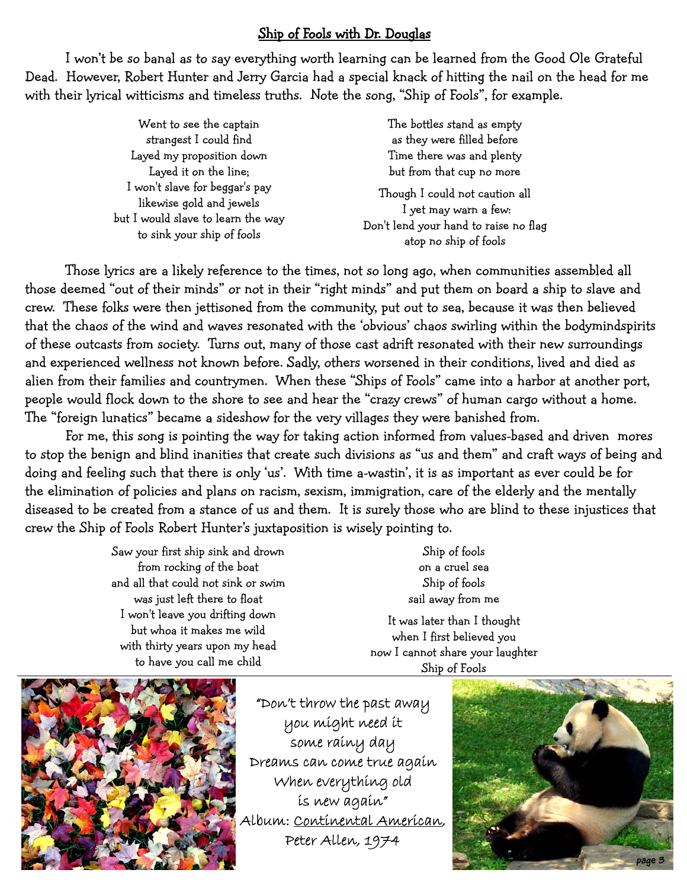## Ship of Fools with Dr. Douglas

I won't be so banal as to say everything worth learning can be learned from the Good Ole Grateful Dead. However, Robert Hunter and Jerry Garcia had a special knack of hitting the nail on the head for me with their lyrical witticisms and timeless truths. Note the song, "Ship of Fools", for example.

Went to see the captain
strangest I could find
Layed my proposition down
Layed it on the line;
I won't slave for beggar's pay
likewise gold and jewels
but I would slave to learn the way
to sink your ship of fools

The bottles stand as empty
as they were filled before
Time there was and plenty
but from that cup no more

Though I could not caution all
I yet may warn a few:
Don't lend your hand to raise no flag
atop no ship of fools

Those lyrics are a likely reference to the times, not so long ago, when communities assembled all those deemed "out of their minds" or not in their "right minds" and put them on board a ship to slave and crew. These folks were then jettisoned from the community, put out to sea, because it was then believed that the chaos of the wind and waves resonated with the 'obvious' chaos swirling within the bodymindspirits of these outcasts from society. Turns out, many of those cast adrift resonated with their new surroundings and experienced wellness not known before. Sadly, others worsened in their conditions, lived and died as alien from their families and countrymen. When these "Ships of Fools" came into a harbor at another port, people would flock down to the shore to see and hear the "crazy crews" of human cargo without a home. The "foreign lunatics" became a sideshow for the very villages they were banished from.

For me, this song is pointing the way for taking action informed from values-based and driven mores to stop the benign and blind inanities that create such divisions as "us and them" and craft ways of being and doing and feeling such that there is only 'us'. With time a-wastin', it is as important as ever could be for the elimination of policies and plans on racism, sexism, immigration, care of the elderly and the mentally diseased to be created from a stance of us and them. It is surely those who are blind to these injustices that crew the Ship of Fools Robert Hunter's juxtaposition is wisely pointing to.

Saw your first ship sink and drown
from rocking of the boat
and all that could not sink or swim
was just left there to float
I won't leave you drifting down
but whoa it makes me wild
with thirty years upon my head
to have you call me child

Ship of fools
on a cruel sea
Ship of fools
sail away from me

It was later than I thought
when I first believed you
now I cannot share your laughter
Ship of Fools

"Don't throw the past away
you might need it
some rainy day
Dreams can come true again
When everything old
is new again"
Album: Continental American,
Peter Allen, 1974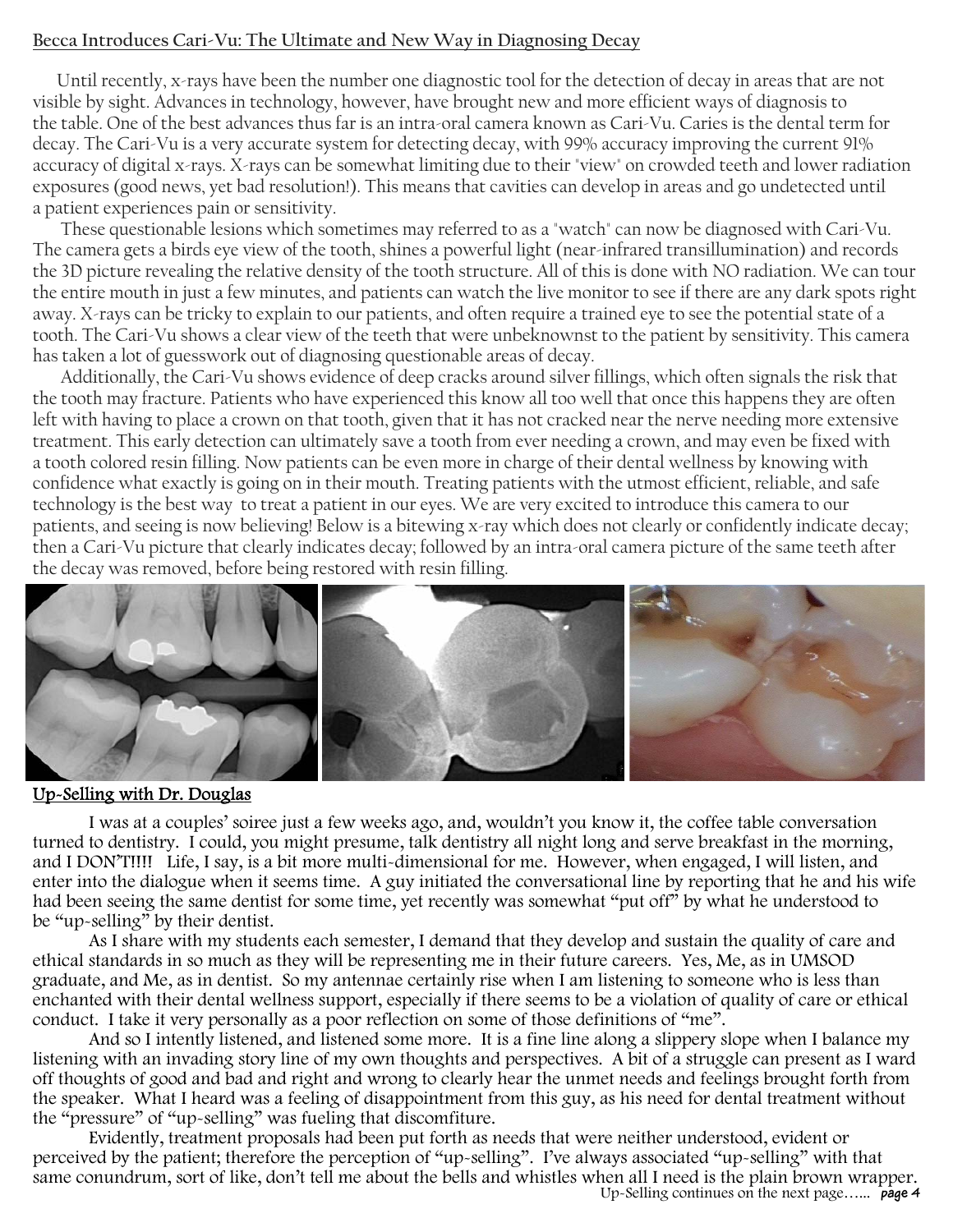## Becca Introduces Cari-Vu: The Ultimate and New Way in Diagnosing Decay

Until recently, x-rays have been the number one diagnostic tool for the detection of decay in areas that are not visible by sight. Advances in technology, however, have brought new and more efficient ways of diagnosis to the table. One of the best advances thus far is an intra-oral camera known as Cari-Vu. Caries is the dental term for decay. The Cari-Vu is a very accurate system for detecting decay, with 99% accuracy improving the current 91% accuracy of digital x-rays. X-rays can be somewhat limiting due to their "view" on crowded teeth and lower radiation exposures (good news, yet bad resolution!). This means that cavities can develop in areas and go undetected until a patient experiences pain or sensitivity.

These questionable lesions which sometimes may referred to as a "watch" can now be diagnosed with Cari-Vu. The camera gets a birds eye view of the tooth, shines a powerful light (near-infrared transillumination) and records the 3D picture revealing the relative density of the tooth structure. All of this is done with NO radiation. We can tour the entire mouth in just a few minutes, and patients can watch the live monitor to see if there are any dark spots right away. X-rays can be tricky to explain to our patients, and often require a trained eye to see the potential state of a tooth. The Cari-Vu shows a clear view of the teeth that were unbeknownst to the patient by sensitivity. This camera has taken a lot of guesswork out of diagnosing questionable areas of decay.

Additionally, the Cari-Vu shows evidence of deep cracks around silver fillings, which often signals the risk that the tooth may fracture. Patients who have experienced this know all too well that once this happens they are often left with having to place a crown on that tooth, given that it has not cracked near the nerve needing more extensive treatment. This early detection can ultimately save a tooth from ever needing a crown, and may even be fixed with a tooth colored resin filling. Now patients can be even more in charge of their dental wellness by knowing with confidence what exactly is going on in their mouth. Treating patients with the utmost efficient, reliable, and safe technology is the best way to treat a patient in our eyes. We are very excited to introduce this camera to our patients, and seeing is now believing! Below is a bitewing x-ray which does not clearly or confidently indicate decay; then a Cari-Vu picture that clearly indicates decay; followed by an intra-oral camera picture of the same teeth after the decay was removed, before being restored with resin filling.

## Up-Selling with Dr. Douglas

I was at a couples' soiree just a few weeks ago, and, wouldn't you know it, the coffee table conversation turned to dentistry. I could, you might presume, talk dentistry all night long and serve breakfast in the morning, and I DON'T!!!! Life, I say, is a bit more multi-dimensional for me. However, when engaged, I will listen, and enter into the dialogue when it seems time. A guy initiated the conversational line by reporting that he and his wife had been seeing the same dentist for some time, yet recently was somewhat "put off" by what he understood to be "up-selling" by their dentist.

As I share with my students each semester, I demand that they develop and sustain the quality of care and ethical standards in so much as they will be representing me in their future careers. Yes, Me, as in UMSOD graduate, and Me, as in dentist. So my antennae certainly rise when I am listening to someone who is less than enchanted with their dental wellness support, especially if there seems to be a violation of quality of care or ethical conduct. I take it very personally as a poor reflection on some of those definitions of "me".

And so I intently listened, and listened some more. It is a fine line along a slippery slope when I balance my listening with an invading story line of my own thoughts and perspectives. A bit of a struggle can present as I ward off thoughts of good and bad and right and wrong to clearly hear the unmet needs and feelings brought forth from the speaker. What I heard was a feeling of disappointment from this guy, as his need for dental treatment without the "pressure" of "up-selling" was fueling that discomfiture.

Evidently, treatment proposals had been put forth as needs that were neither understood, evident or perceived by the patient; therefore the perception of "up-selling". I've always associated "up-selling" with that same conundrum, sort of like, don't tell me about the bells and whistles when all I need is the plain brown wrapper.

Up-Selling continues on the next page…...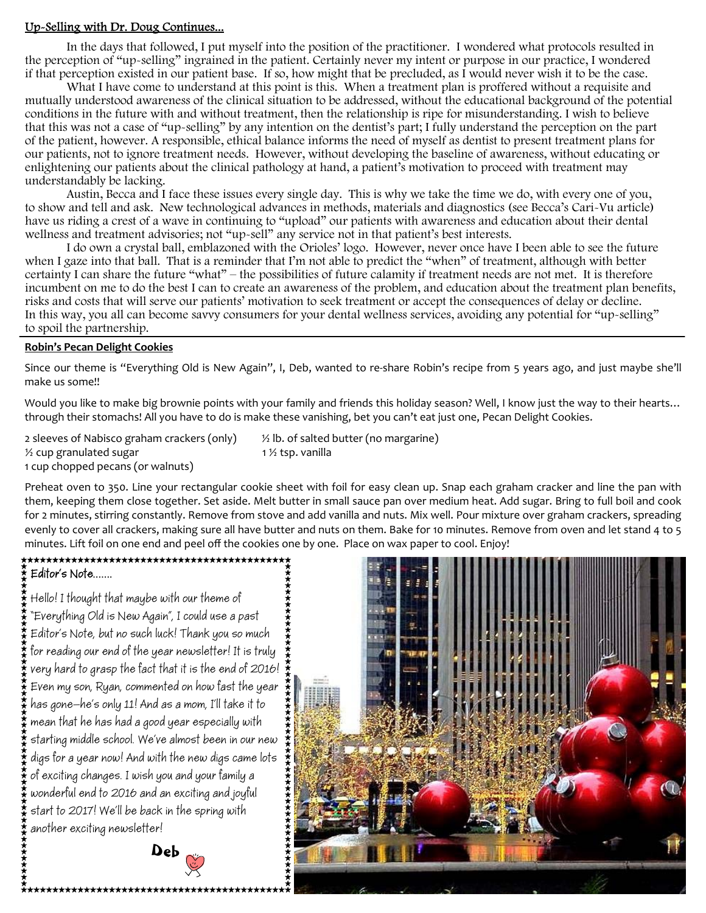## Up-Selling with Dr. Doug Continues…

In the days that followed, I put myself into the position of the practitioner. I wondered what protocols resulted in the perception of "up-selling" ingrained in the patient. Certainly never my intent or purpose in our practice, I wondered if that perception existed in our patient base. If so, how might that be precluded, as I would never wish it to be the case.

What I have come to understand at this point is this. When a treatment plan is proffered without a requisite and mutually understood awareness of the clinical situation to be addressed, without the educational background of the potential conditions in the future with and without treatment, then the relationship is ripe for misunderstanding. I wish to believe that this was not a case of "up-selling" by any intention on the dentist's part; I fully understand the perception on the part of the patient, however. A responsible, ethical balance informs the need of myself as dentist to present treatment plans for our patients, not to ignore treatment needs. However, without developing the baseline of awareness, without educating or enlightening our patients about the clinical pathology at hand, a patient's motivation to proceed with treatment may understandably be lacking.

Austin, Becca and I face these issues every single day. This is why we take the time we do, with every one of you, to show and tell and ask. New technological advances in methods, materials and diagnostics (see Becca's Cari-Vu article) have us riding a crest of a wave in continuing to "upload" our patients with awareness and education about their dental wellness and treatment advisories; not "up-sell" any service not in that patient's best interests.

I do own a crystal ball, emblazoned with the Orioles' logo. However, never once have I been able to see the future when I gaze into that ball. That is a reminder that I'm not able to predict the "when" of treatment, although with better certainty I can share the future "what" – the possibilities of future calamity if treatment needs are not met. It is therefore incumbent on me to do the best I can to create an awareness of the problem, and education about the treatment plan benefits, risks and costs that will serve our patients' motivation to seek treatment or accept the consequences of delay or decline. In this way, you all can become savvy consumers for your dental wellness services, avoiding any potential for "up-selling" to spoil the partnership.

## Robin's Pecan Delight Cookies

Since our theme is "Everything Old is New Again", I, Deb, wanted to re-share Robin's recipe from 5 years ago, and just maybe she'll make us some!!

Would you like to make big brownie points with your family and friends this holiday season? Well, I know just the way to their hearts… through their stomachs! All you have to do is make these vanishing, bet you can't eat just one, Pecan Delight Cookies.

- 2 sleeves of Nabisco graham crackers (only)
- ½ cup granulated sugar
- 1 cup chopped pecans (or walnuts)
- ½ lb. of salted butter (no margarine)
- 1 ½ tsp. vanilla

Preheat oven to 350. Line your rectangular cookie sheet with foil for easy clean up. Snap each graham cracker and line the pan with them, keeping them close together. Set aside. Melt butter in small sauce pan over medium heat. Add sugar. Bring to full boil and cook for 2 minutes, stirring constantly. Remove from stove and add vanilla and nuts. Mix well. Pour mixture over graham crackers, spreading evenly to cover all crackers, making sure all have butter and nuts on them. Bake for 10 minutes. Remove from oven and let stand 4 to 5 minutes. Lift foil on one end and peel off the cookies one by one. Place on wax paper to cool. Enjoy!

### Editor's Note…….

Hello! I thought that maybe with our theme of "Everything Old is New Again", I could use a past Editor's Note, but no such luck! Thank you so much for reading our end of the year newsletter! It is truly very hard to grasp the fact that it is the end of 2016! Even my son, Ryan, commented on how fast the year has gone—he's only 11! And as a mom, I'll take it to mean that he has had a good year especially with starting middle school. We've almost been in our new digs for a year now! And with the new digs came lots of exciting changes. I wish you and your family a wonderful end to 2016 and an exciting and joyful start to 2017! We'll be back in the spring with another exciting newsletter!

Deb